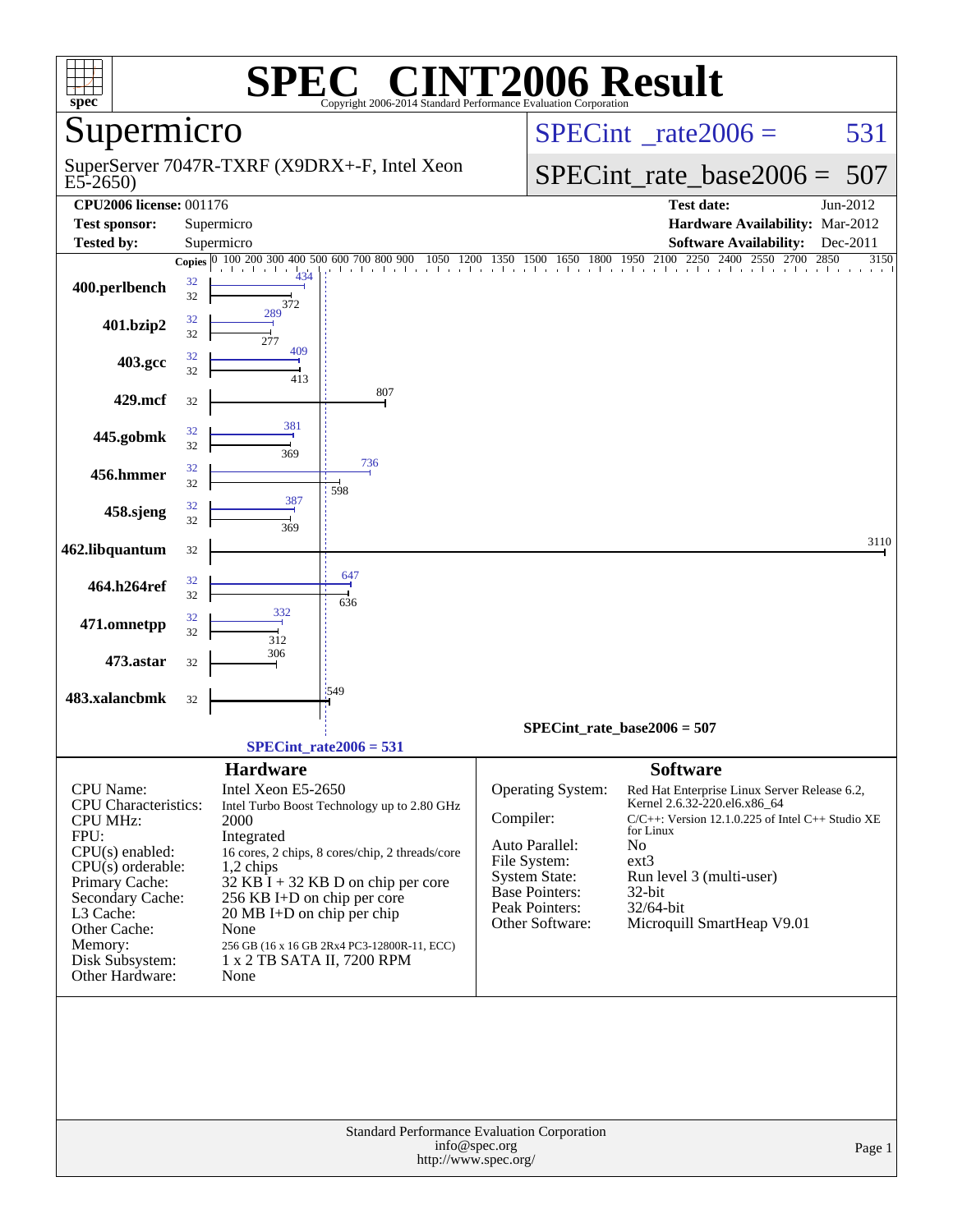# SPEC CINT2006 Result

Copyright 2006-2014 Standard Performance Evaluation Corporation

## Supermicro

SuperServer 7047R-TXRF (X9DRX+-F, Intel Xeon E5-2650)

SPECint_rate2006 = 531

SPECint_rate_base2006 = 507

| | | | |
|---|---|---|---|
| **CPU2006 license:** 001176 | | **Test date:** | Jun-2012 |
| **Test sponsor:** | Supermicro | **Hardware Availability:** | Mar-2012 |
| **Tested by:** | Supermicro | **Software Availability:** | Dec-2011 |

| Benchmark | Copies (peak) | Peak | Copies (base) | Base |
|---|---|---|---|---|
| 400.perlbench | 32 | 434 | 32 | 372 |
| 401.bzip2 | 32 | 289 | 32 | 277 |
| 403.gcc | 32 | 409 | 32 | 413 |
| 429.mcf | | | 32 | 807 |
| 445.gobmk | 32 | 381 | 32 | 369 |
| 456.hmmer | 32 | 736 | 32 | 598 |
| 458.sjeng | 32 | 387 | 32 | 369 |
| 462.libquantum | | | 32 | 3110 |
| 464.h264ref | 32 | 647 | 32 | 636 |
| 471.omnetpp | 32 | 332 | 32 | 312 |
| 473.astar | | | 32 | 306 |
| 483.xalancbmk | | | 32 | 549 |

SPECint_rate_base2006 = 507

SPECint_rate2006 = 531

### Hardware

| | |
|---|---|
| CPU Name: | Intel Xeon E5-2650 |
| CPU Characteristics: | Intel Turbo Boost Technology up to 2.80 GHz |
| CPU MHz: | 2000 |
| FPU: | Integrated |
| CPU(s) enabled: | 16 cores, 2 chips, 8 cores/chip, 2 threads/core |
| CPU(s) orderable: | 1,2 chips |
| Primary Cache: | 32 KB I + 32 KB D on chip per core |
| Secondary Cache: | 256 KB I+D on chip per core |
| L3 Cache: | 20 MB I+D on chip per chip |
| Other Cache: | None |
| Memory: | 256 GB (16 x 16 GB 2Rx4 PC3-12800R-11, ECC) |
| Disk Subsystem: | 1 x 2 TB SATA II, 7200 RPM |
| Other Hardware: | None |

### Software

| | |
|---|---|
| Operating System: | Red Hat Enterprise Linux Server Release 6.2, Kernel 2.6.32-220.el6.x86_64 |
| Compiler: | C/C++: Version 12.1.0.225 of Intel C++ Studio XE for Linux |
| Auto Parallel: | No |
| File System: | ext3 |
| System State: | Run level 3 (multi-user) |
| Base Pointers: | 32-bit |
| Peak Pointers: | 32/64-bit |
| Other Software: | Microquill SmartHeap V9.01 |

Standard Performance Evaluation Corporation
info@spec.org
http://www.spec.org/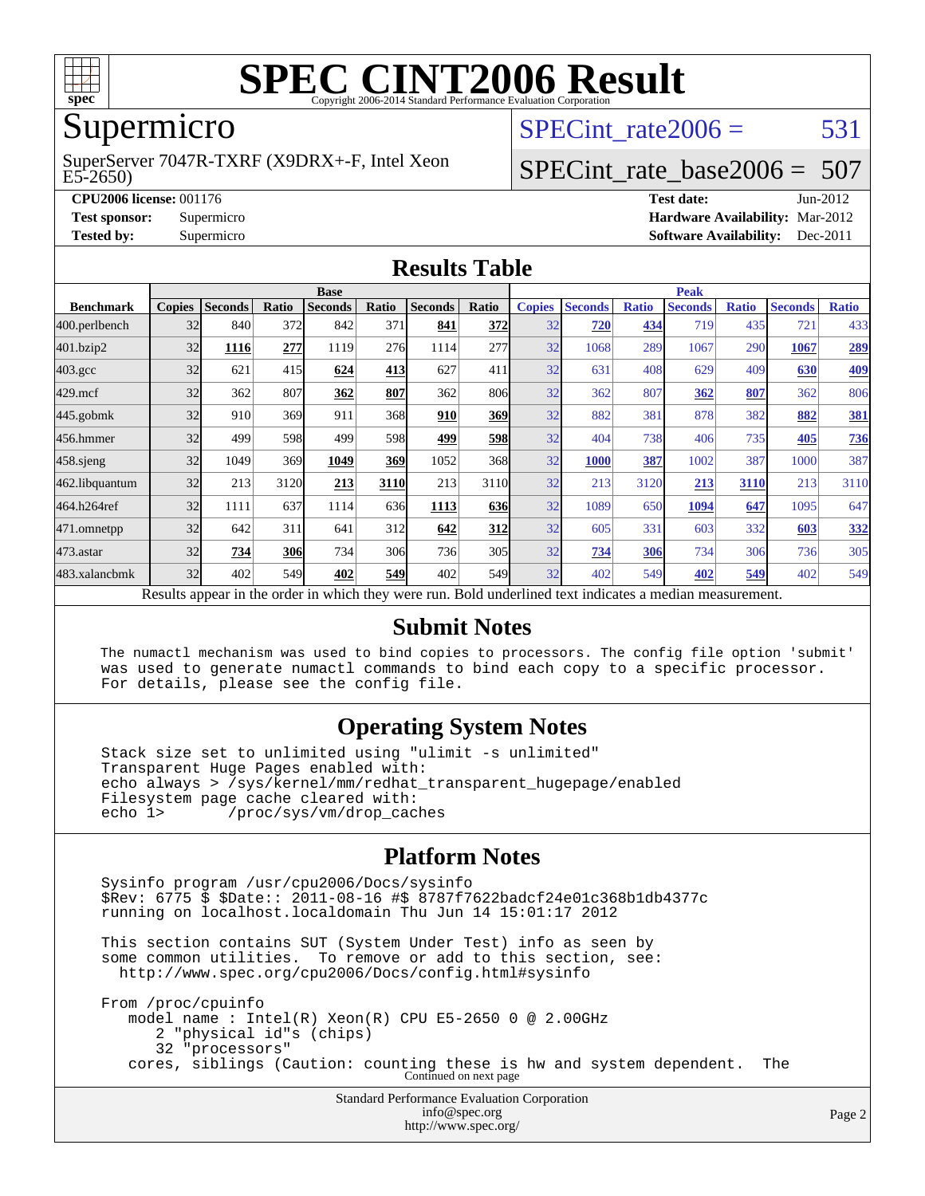# SPEC CINT2006 Result

Copyright 2006-2014 Standard Performance Evaluation Corporation

## Supermicro

SuperServer 7047R-TXRF (X9DRX+-F, Intel Xeon E5-2650)

SPECint_rate2006 = 531

SPECint_rate_base2006 = 507

**CPU2006 license:** 001176
**Test sponsor:** Supermicro
**Tested by:** Supermicro

**Test date:** Jun-2012
**Hardware Availability:** Mar-2012
**Software Availability:** Dec-2011

## Results Table

| | Base | | | | | | | Peak | | | | | | |
|---|---|---|---|---|---|---|---|---|---|---|---|---|---|---|
| **Benchmark** | **Copies** | **Seconds** | **Ratio** | **Seconds** | **Ratio** | **Seconds** | **Ratio** | **Copies** | **Seconds** | **Ratio** | **Seconds** | **Ratio** | **Seconds** | **Ratio** |
| 400.perlbench | 32 | 840 | 372 | 842 | 371 | **841** | **372** | 32 | **720** | **434** | 719 | 435 | 721 | 433 |
| 401.bzip2 | 32 | **1116** | **277** | 1119 | 276 | 1114 | 277 | 32 | 1068 | 289 | 1067 | 290 | **1067** | **289** |
| 403.gcc | 32 | 621 | 415 | **624** | **413** | 627 | 411 | 32 | 631 | 408 | 629 | 409 | **630** | **409** |
| 429.mcf | 32 | 362 | 807 | **362** | **807** | 362 | 806 | 32 | 362 | 807 | **362** | **807** | 362 | 806 |
| 445.gobmk | 32 | 910 | 369 | 911 | 368 | **910** | **369** | 32 | 882 | 381 | 878 | 382 | **882** | **381** |
| 456.hmmer | 32 | 499 | 598 | 499 | 598 | **499** | **598** | 32 | 404 | 738 | 406 | 735 | **405** | **736** |
| 458.sjeng | 32 | 1049 | 369 | **1049** | **369** | 1052 | 368 | 32 | **1000** | **387** | 1002 | 387 | 1000 | 387 |
| 462.libquantum | 32 | 213 | 3120 | **213** | **3110** | 213 | 3110 | 32 | 213 | 3120 | **213** | **3110** | 213 | 3110 |
| 464.h264ref | 32 | 1111 | 637 | 1114 | 636 | **1113** | **636** | 32 | 1089 | 650 | **1094** | **647** | 1095 | 647 |
| 471.omnetpp | 32 | 642 | 311 | 641 | 312 | **642** | **312** | 32 | 605 | 331 | 603 | 332 | **603** | **332** |
| 473.astar | 32 | **734** | **306** | 734 | 306 | 736 | 305 | 32 | **734** | **306** | 734 | 306 | 736 | 305 |
| 483.xalancbmk | 32 | 402 | 549 | **402** | **549** | 402 | 549 | 32 | 402 | 549 | **402** | **549** | 402 | 549 |

Results appear in the order in which they were run. Bold underlined text indicates a median measurement.

## Submit Notes

```
The numactl mechanism was used to bind copies to processors. The config file option 'submit'
was used to generate numactl commands to bind each copy to a specific processor.
For details, please see the config file.
```

## Operating System Notes

```
Stack size set to unlimited using "ulimit -s unlimited"
Transparent Huge Pages enabled with:
echo always > /sys/kernel/mm/redhat_transparent_hugepage/enabled
Filesystem page cache cleared with:
echo 1>       /proc/sys/vm/drop_caches
```

## Platform Notes

```
Sysinfo program /usr/cpu2006/Docs/sysinfo
$Rev: 6775 $ $Date:: 2011-08-16 #$ 8787f7622badcf24e01c368b1db4377c
running on localhost.localdomain Thu Jun 14 15:01:17 2012

This section contains SUT (System Under Test) info as seen by
some common utilities.  To remove or add to this section, see:
  http://www.spec.org/cpu2006/Docs/config.html#sysinfo

From /proc/cpuinfo
   model name : Intel(R) Xeon(R) CPU E5-2650 0 @ 2.00GHz
      2 "physical id"s (chips)
      32 "processors"
   cores, siblings (Caution: counting these is hw and system dependent.  The
```

Continued on next page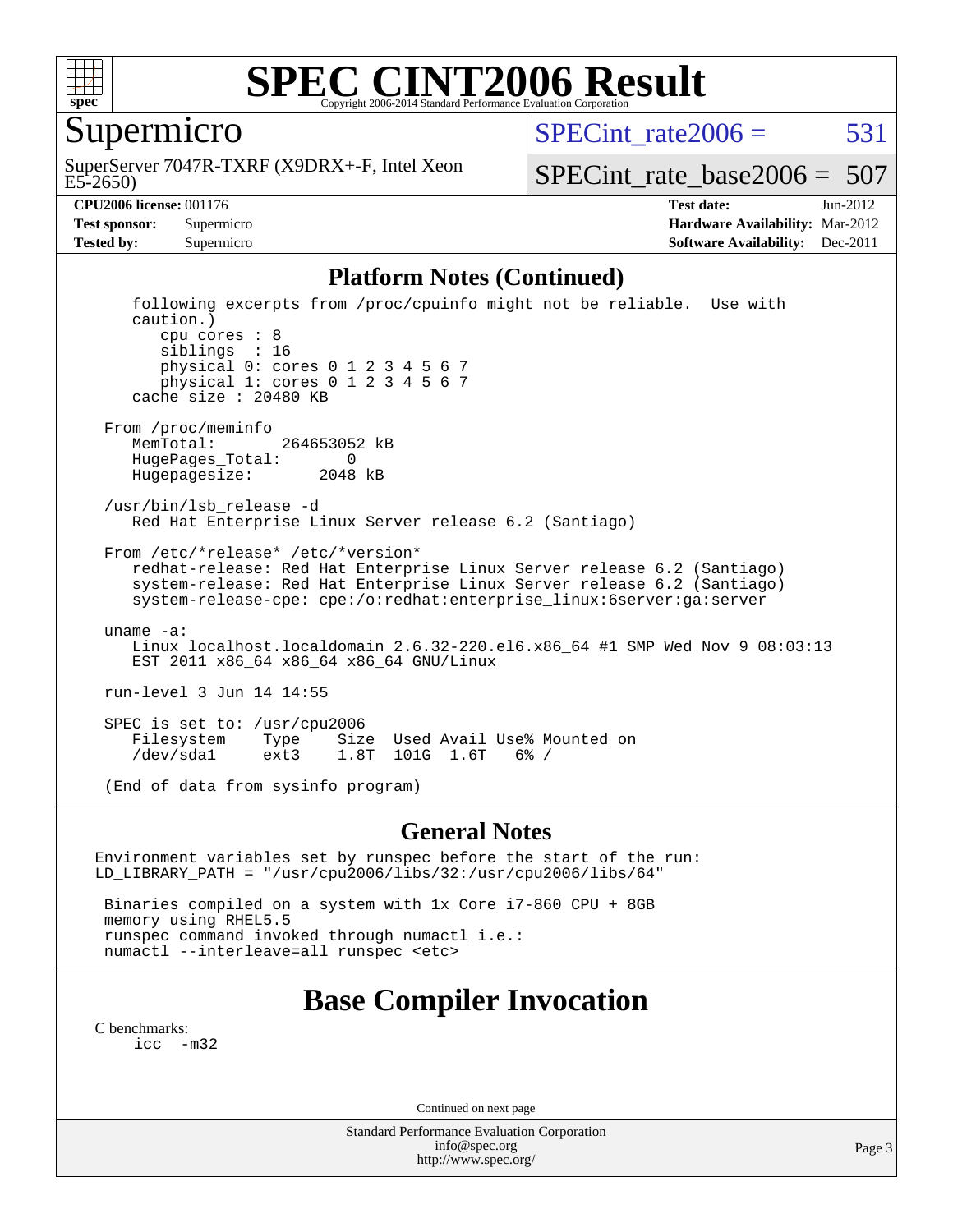# SPEC CINT2006 Result

Copyright 2006-2014 Standard Performance Evaluation Corporation

## Supermicro

SuperServer 7047R-TXRF (X9DRX+-F, Intel Xeon E5-2650)

SPECint_rate2006 = 531

SPECint_rate_base2006 = 507

| | | | |
|---|---|---|---|
| **CPU2006 license:** | 001176 | **Test date:** | Jun-2012 |
| **Test sponsor:** | Supermicro | **Hardware Availability:** | Mar-2012 |
| **Tested by:** | Supermicro | **Software Availability:** | Dec-2011 |

## Platform Notes (Continued)

```
      following excerpts from /proc/cpuinfo might not be reliable.  Use with
      caution.)
         cpu cores : 8
         siblings  : 16
         physical 0: cores 0 1 2 3 4 5 6 7
         physical 1: cores 0 1 2 3 4 5 6 7
      cache size : 20480 KB

   From /proc/meminfo
      MemTotal:       264653052 kB
      HugePages_Total:       0
      Hugepagesize:       2048 kB

   /usr/bin/lsb_release -d
      Red Hat Enterprise Linux Server release 6.2 (Santiago)

   From /etc/*release* /etc/*version*
      redhat-release: Red Hat Enterprise Linux Server release 6.2 (Santiago)
      system-release: Red Hat Enterprise Linux Server release 6.2 (Santiago)
      system-release-cpe: cpe:/o:redhat:enterprise_linux:6server:ga:server

   uname -a:
      Linux localhost.localdomain 2.6.32-220.el6.x86_64 #1 SMP Wed Nov 9 08:03:13
      EST 2011 x86_64 x86_64 x86_64 GNU/Linux

   run-level 3 Jun 14 14:55

   SPEC is set to: /usr/cpu2006
      Filesystem    Type    Size  Used Avail Use% Mounted on
      /dev/sda1     ext3    1.8T  101G  1.6T   6% /

   (End of data from sysinfo program)
```

## General Notes

```
Environment variables set by runspec before the start of the run:
LD_LIBRARY_PATH = "/usr/cpu2006/libs/32:/usr/cpu2006/libs/64"

 Binaries compiled on a system with 1x Core i7-860 CPU + 8GB
 memory using RHEL5.5
 runspec command invoked through numactl i.e.:
 numactl --interleave=all runspec <etc>
```

## Base Compiler Invocation

C benchmarks:
```
icc  -m32
```

Continued on next page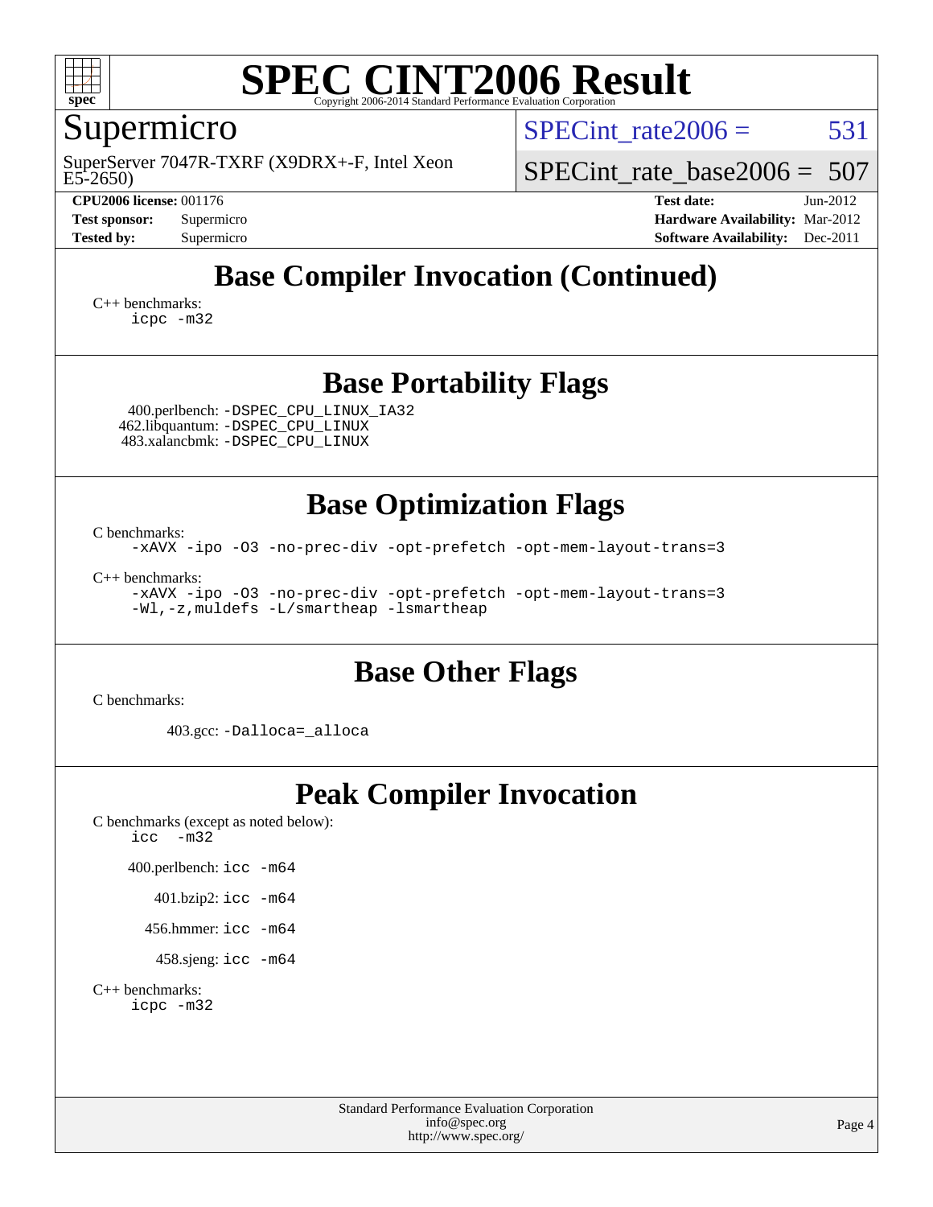# SPEC CINT2006 Result

Copyright 2006-2014 Standard Performance Evaluation Corporation

## Supermicro

SuperServer 7047R-TXRF (X9DRX+-F, Intel Xeon E5-2650)

SPECint_rate2006 = 531

SPECint_rate_base2006 = 507

| | | | |
|---|---|---|---|
| **CPU2006 license:** 001176 | | **Test date:** | Jun-2012 |
| **Test sponsor:** | Supermicro | **Hardware Availability:** | Mar-2012 |
| **Tested by:** | Supermicro | **Software Availability:** | Dec-2011 |

## Base Compiler Invocation (Continued)

C++ benchmarks:

```
icpc -m32
```

## Base Portability Flags

400.perlbench: `-DSPEC_CPU_LINUX_IA32`
462.libquantum: `-DSPEC_CPU_LINUX`
483.xalancbmk: `-DSPEC_CPU_LINUX`

## Base Optimization Flags

C benchmarks:

```
-xAVX -ipo -O3 -no-prec-div -opt-prefetch -opt-mem-layout-trans=3
```

C++ benchmarks:

```
-xAVX -ipo -O3 -no-prec-div -opt-prefetch -opt-mem-layout-trans=3
-Wl,-z,muldefs -L/smartheap -lsmartheap
```

## Base Other Flags

C benchmarks:

403.gcc: `-Dalloca=_alloca`

## Peak Compiler Invocation

C benchmarks (except as noted below):

```
icc  -m32
```

400.perlbench: `icc -m64`

401.bzip2: `icc -m64`

456.hmmer: `icc -m64`

458.sjeng: `icc -m64`

C++ benchmarks:

```
icpc -m32
```

Standard Performance Evaluation Corporation
info@spec.org
http://www.spec.org/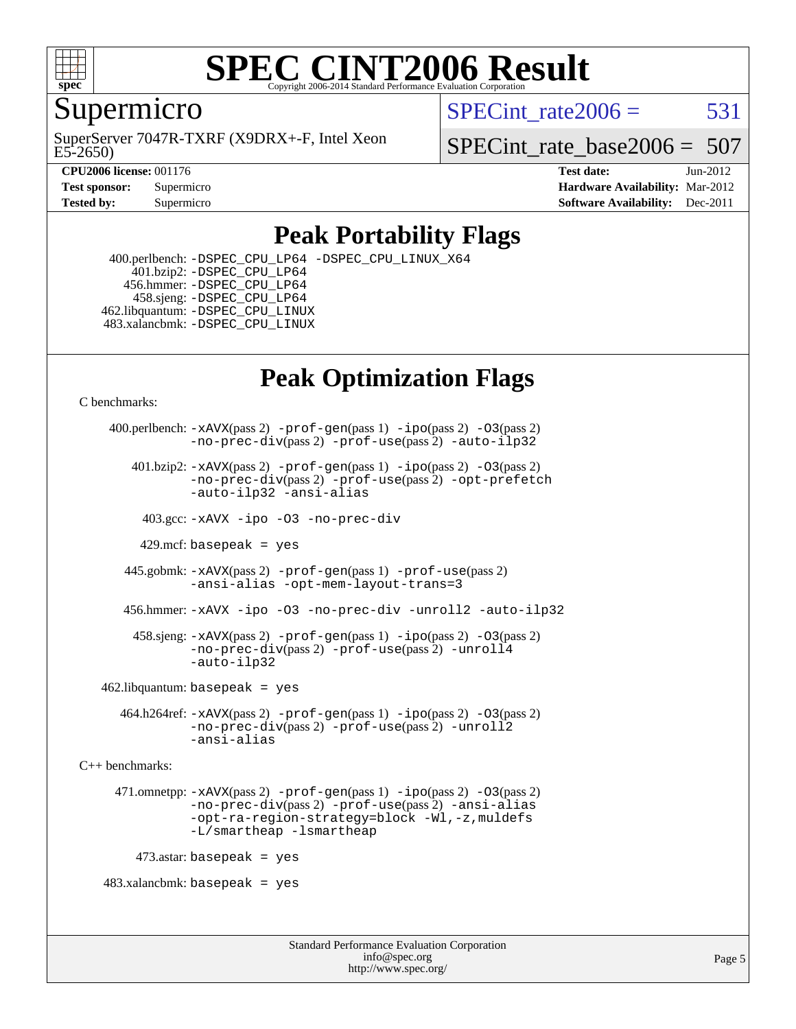# SPEC CINT2006 Result

Copyright 2006-2014 Standard Performance Evaluation Corporation

## Supermicro

SuperServer 7047R-TXRF (X9DRX+-F, Intel Xeon E5-2650)

SPECint_rate2006 = 531

SPECint_rate_base2006 = 507

| | | | |
|---|---|---|---|
| **CPU2006 license:** | 001176 | **Test date:** | Jun-2012 |
| **Test sponsor:** | Supermicro | **Hardware Availability:** | Mar-2012 |
| **Tested by:** | Supermicro | **Software Availability:** | Dec-2011 |

## Peak Portability Flags

400.perlbench: -DSPEC_CPU_LP64 -DSPEC_CPU_LINUX_X64
401.bzip2: -DSPEC_CPU_LP64
456.hmmer: -DSPEC_CPU_LP64
458.sjeng: -DSPEC_CPU_LP64
462.libquantum: -DSPEC_CPU_LINUX
483.xalancbmk: -DSPEC_CPU_LINUX

## Peak Optimization Flags

C benchmarks:

400.perlbench: -xAVX(pass 2) -prof-gen(pass 1) -ipo(pass 2) -O3(pass 2) -no-prec-div(pass 2) -prof-use(pass 2) -auto-ilp32

401.bzip2: -xAVX(pass 2) -prof-gen(pass 1) -ipo(pass 2) -O3(pass 2) -no-prec-div(pass 2) -prof-use(pass 2) -opt-prefetch -auto-ilp32 -ansi-alias

403.gcc: -xAVX -ipo -O3 -no-prec-div

429.mcf: basepeak = yes

445.gobmk: -xAVX(pass 2) -prof-gen(pass 1) -prof-use(pass 2) -ansi-alias -opt-mem-layout-trans=3

456.hmmer: -xAVX -ipo -O3 -no-prec-div -unroll2 -auto-ilp32

458.sjeng: -xAVX(pass 2) -prof-gen(pass 1) -ipo(pass 2) -O3(pass 2) -no-prec-div(pass 2) -prof-use(pass 2) -unroll4 -auto-ilp32

462.libquantum: basepeak = yes

464.h264ref: -xAVX(pass 2) -prof-gen(pass 1) -ipo(pass 2) -O3(pass 2) -no-prec-div(pass 2) -prof-use(pass 2) -unroll2 -ansi-alias

C++ benchmarks:

471.omnetpp: -xAVX(pass 2) -prof-gen(pass 1) -ipo(pass 2) -O3(pass 2) -no-prec-div(pass 2) -prof-use(pass 2) -ansi-alias -opt-ra-region-strategy=block -Wl,-z,muldefs -L/smartheap -lsmartheap

473.astar: basepeak = yes

483.xalancbmk: basepeak = yes

Standard Performance Evaluation Corporation
info@spec.org
http://www.spec.org/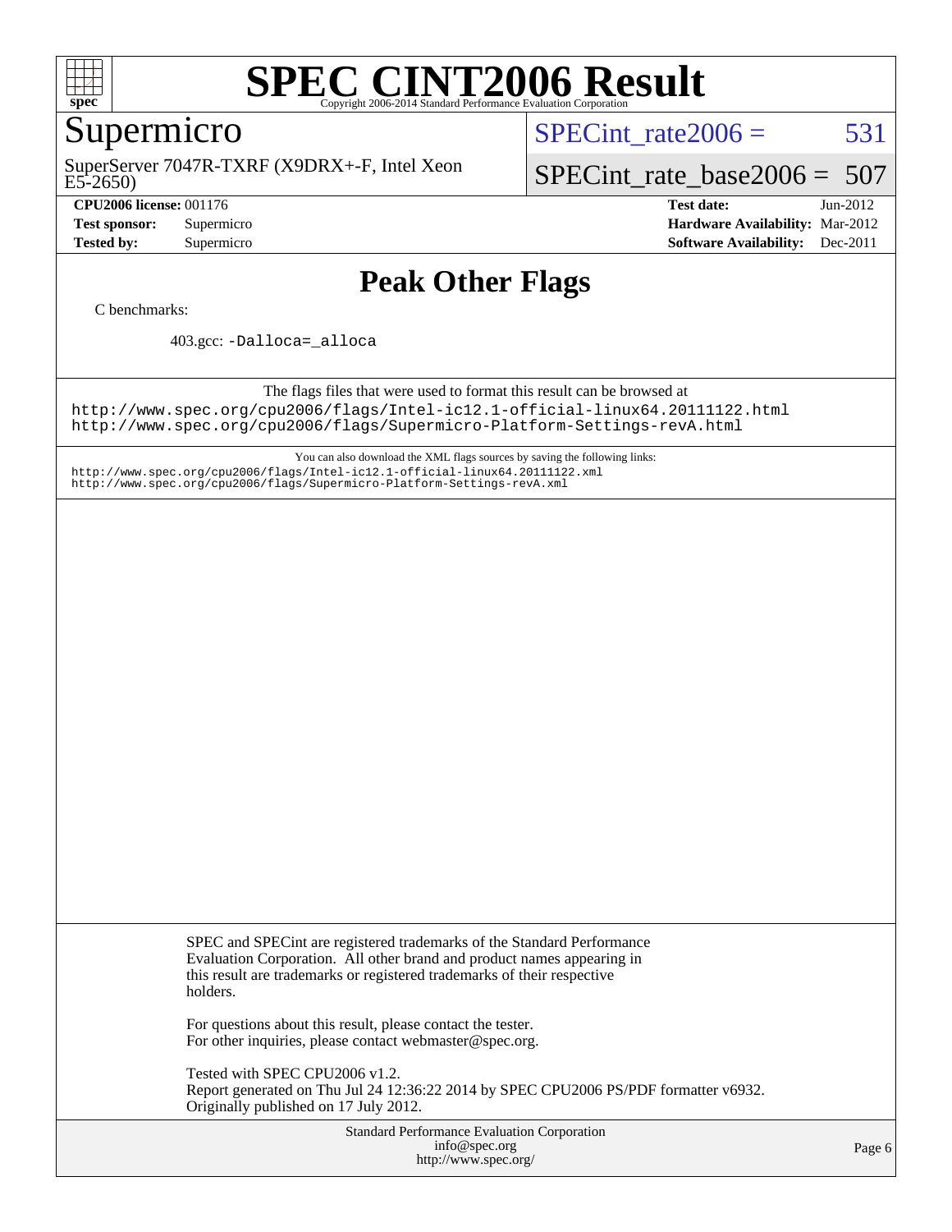# SPEC CINT2006 Result

Copyright 2006-2014 Standard Performance Evaluation Corporation

## Supermicro

SuperServer 7047R-TXRF (X9DRX+-F, Intel Xeon E5-2650)

SPECint_rate2006 = 531

SPECint_rate_base2006 = 507

**CPU2006 license:** 001176
**Test sponsor:** Supermicro
**Tested by:** Supermicro

**Test date:** Jun-2012
**Hardware Availability:** Mar-2012
**Software Availability:** Dec-2011

## Peak Other Flags

C benchmarks:

403.gcc: -Dalloca=_alloca

The flags files that were used to format this result can be browsed at
http://www.spec.org/cpu2006/flags/Intel-ic12.1-official-linux64.20111122.html
http://www.spec.org/cpu2006/flags/Supermicro-Platform-Settings-revA.html

You can also download the XML flags sources by saving the following links:
http://www.spec.org/cpu2006/flags/Intel-ic12.1-official-linux64.20111122.xml
http://www.spec.org/cpu2006/flags/Supermicro-Platform-Settings-revA.xml

SPEC and SPECint are registered trademarks of the Standard Performance Evaluation Corporation. All other brand and product names appearing in this result are trademarks or registered trademarks of their respective holders.

For questions about this result, please contact the tester.
For other inquiries, please contact webmaster@spec.org.

Tested with SPEC CPU2006 v1.2.
Report generated on Thu Jul 24 12:36:22 2014 by SPEC CPU2006 PS/PDF formatter v6932.
Originally published on 17 July 2012.

Standard Performance Evaluation Corporation
info@spec.org
http://www.spec.org/